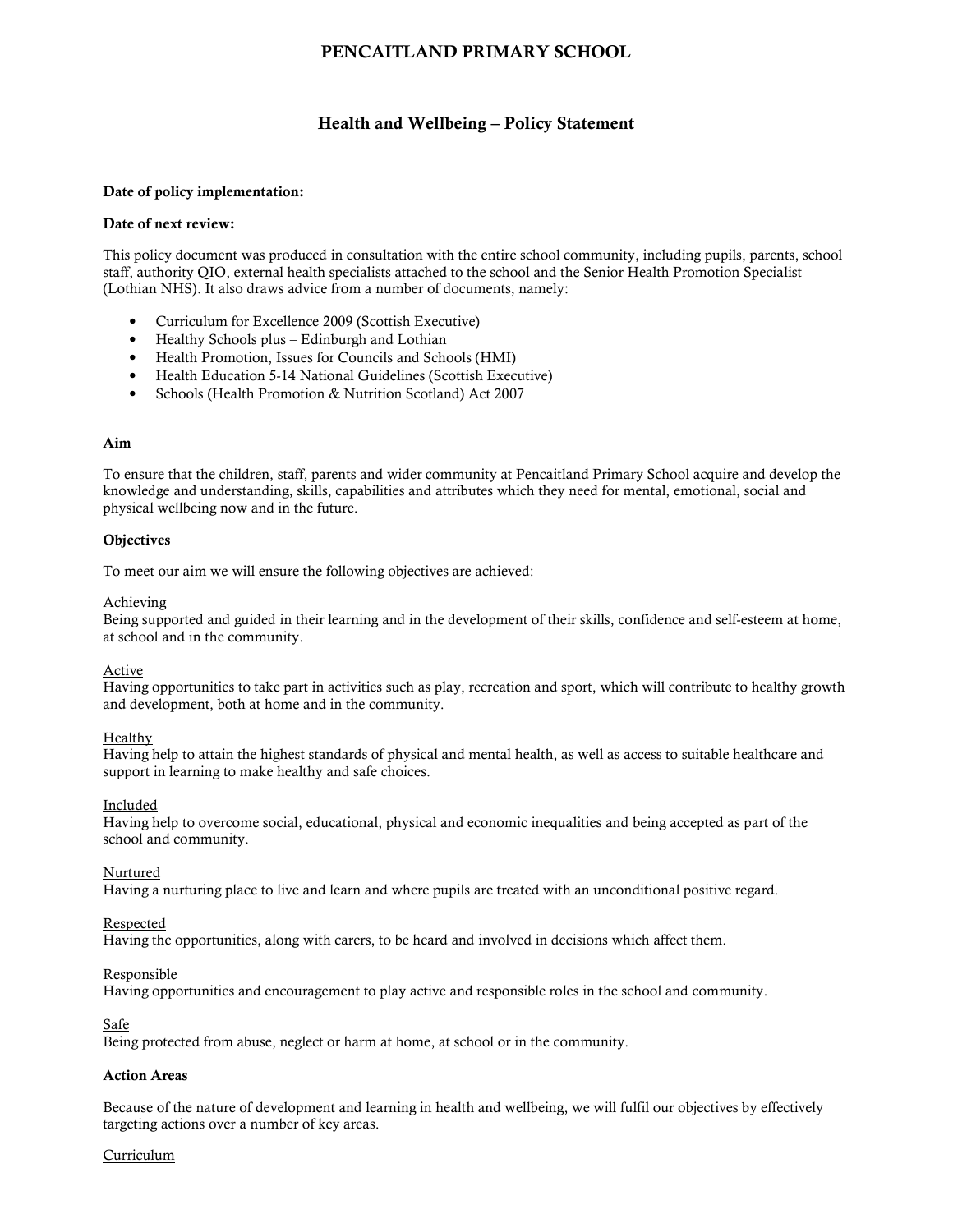# PENCAITLAND PRIMARY SCHOOL

## Health and Wellbeing – Policy Statement

**Date of policy implementation:**

**Date of next review:**

This policy document was produced in consultation with the entire school community, including pupils, parents, school staff, authority QIO, external health specialists attached to the school and the Senior Health Promotion Specialist (Lothian NHS). It also draws advice from a number of documents, namely:

- Curriculum for Excellence 2009 (Scottish Executive)
- Healthy Schools plus – Edinburgh and Lothian
- Health Promotion, Issues for Councils and Schools (HMI)
- Health Education 5-14 National Guidelines (Scottish Executive)
- Schools (Health Promotion & Nutrition Scotland) Act 2007

**Aim**

To ensure that the children, staff, parents and wider community at Pencaitland Primary School acquire and develop the knowledge and understanding, skills, capabilities and attributes which they need for mental, emotional, social and physical wellbeing now and in the future.

**Objectives**

To meet our aim we will ensure the following objectives are achieved:

<u>Achieving</u>
Being supported and guided in their learning and in the development of their skills, confidence and self-esteem at home, at school and in the community.

<u>Active</u>
Having opportunities to take part in activities such as play, recreation and sport, which will contribute to healthy growth and development, both at home and in the community.

<u>Healthy</u>
Having help to attain the highest standards of physical and mental health, as well as access to suitable healthcare and support in learning to make healthy and safe choices.

<u>Included</u>
Having help to overcome social, educational, physical and economic inequalities and being accepted as part of the school and community.

<u>Nurtured</u>
Having a nurturing place to live and learn and where pupils are treated with an unconditional positive regard.

<u>Respected</u>
Having the opportunities, along with carers, to be heard and involved in decisions which affect them.

<u>Responsible</u>
Having opportunities and encouragement to play active and responsible roles in the school and community.

<u>Safe</u>
Being protected from abuse, neglect or harm at home, at school or in the community.

**Action Areas**

Because of the nature of development and learning in health and wellbeing, we will fulfil our objectives by effectively targeting actions over a number of key areas.

<u>Curriculum</u>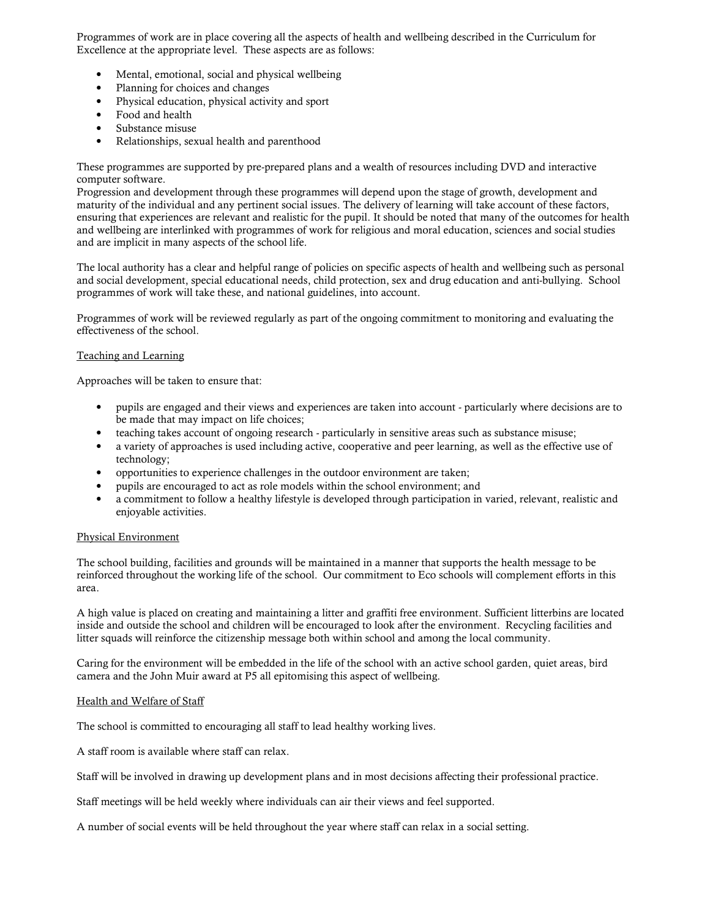Programmes of work are in place covering all the aspects of health and wellbeing described in the Curriculum for Excellence at the appropriate level. These aspects are as follows:

- Mental, emotional, social and physical wellbeing
- Planning for choices and changes
- Physical education, physical activity and sport
- Food and health
- Substance misuse
- Relationships, sexual health and parenthood

These programmes are supported by pre-prepared plans and a wealth of resources including DVD and interactive computer software.
Progression and development through these programmes will depend upon the stage of growth, development and maturity of the individual and any pertinent social issues. The delivery of learning will take account of these factors, ensuring that experiences are relevant and realistic for the pupil. It should be noted that many of the outcomes for health and wellbeing are interlinked with programmes of work for religious and moral education, sciences and social studies and are implicit in many aspects of the school life.

The local authority has a clear and helpful range of policies on specific aspects of health and wellbeing such as personal and social development, special educational needs, child protection, sex and drug education and anti-bullying. School programmes of work will take these, and national guidelines, into account.

Programmes of work will be reviewed regularly as part of the ongoing commitment to monitoring and evaluating the effectiveness of the school.

## Teaching and Learning

Approaches will be taken to ensure that:

- pupils are engaged and their views and experiences are taken into account - particularly where decisions are to be made that may impact on life choices;
- teaching takes account of ongoing research - particularly in sensitive areas such as substance misuse;
- a variety of approaches is used including active, cooperative and peer learning, as well as the effective use of technology;
- opportunities to experience challenges in the outdoor environment are taken;
- pupils are encouraged to act as role models within the school environment; and
- a commitment to follow a healthy lifestyle is developed through participation in varied, relevant, realistic and enjoyable activities.

## Physical Environment

The school building, facilities and grounds will be maintained in a manner that supports the health message to be reinforced throughout the working life of the school. Our commitment to Eco schools will complement efforts in this area.

A high value is placed on creating and maintaining a litter and graffiti free environment. Sufficient litterbins are located inside and outside the school and children will be encouraged to look after the environment. Recycling facilities and litter squads will reinforce the citizenship message both within school and among the local community.

Caring for the environment will be embedded in the life of the school with an active school garden, quiet areas, bird camera and the John Muir award at P5 all epitomising this aspect of wellbeing.

## Health and Welfare of Staff

The school is committed to encouraging all staff to lead healthy working lives.

A staff room is available where staff can relax.

Staff will be involved in drawing up development plans and in most decisions affecting their professional practice.

Staff meetings will be held weekly where individuals can air their views and feel supported.

A number of social events will be held throughout the year where staff can relax in a social setting.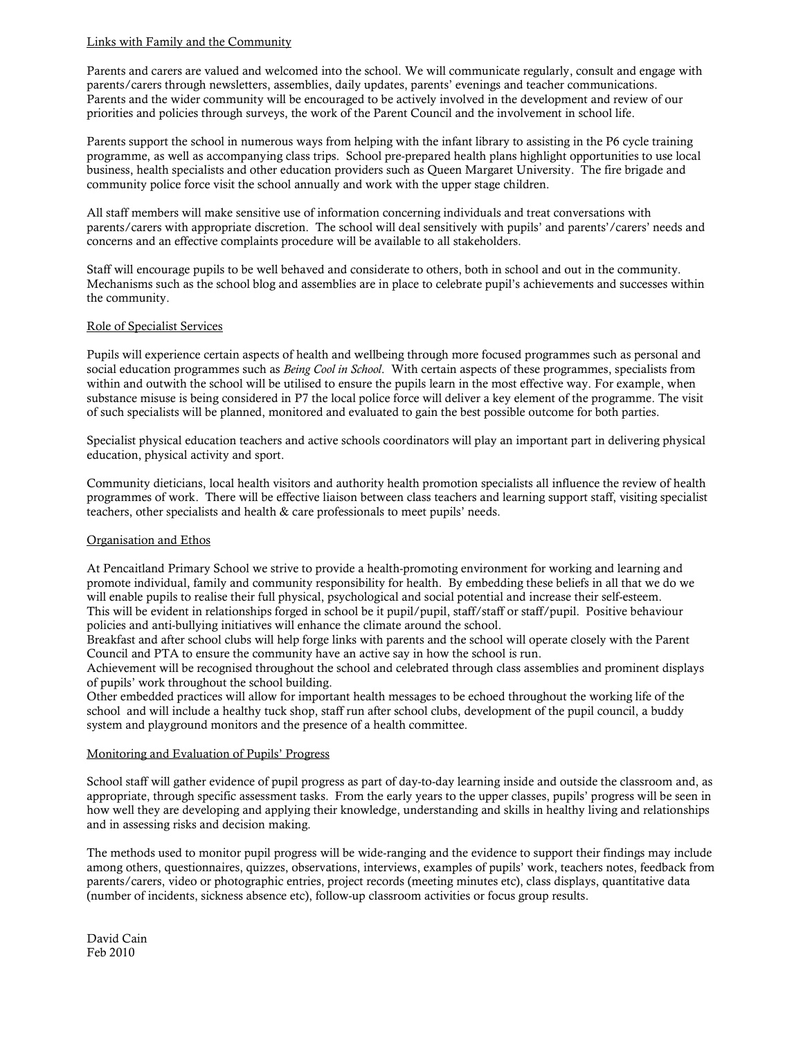## Links with Family and the Community

Parents and carers are valued and welcomed into the school. We will communicate regularly, consult and engage with parents/carers through newsletters, assemblies, daily updates, parents' evenings and teacher communications. Parents and the wider community will be encouraged to be actively involved in the development and review of our priorities and policies through surveys, the work of the Parent Council and the involvement in school life.

Parents support the school in numerous ways from helping with the infant library to assisting in the P6 cycle training programme, as well as accompanying class trips. School pre-prepared health plans highlight opportunities to use local business, health specialists and other education providers such as Queen Margaret University. The fire brigade and community police force visit the school annually and work with the upper stage children.

All staff members will make sensitive use of information concerning individuals and treat conversations with parents/carers with appropriate discretion. The school will deal sensitively with pupils' and parents'/carers' needs and concerns and an effective complaints procedure will be available to all stakeholders.

Staff will encourage pupils to be well behaved and considerate to others, both in school and out in the community. Mechanisms such as the school blog and assemblies are in place to celebrate pupil's achievements and successes within the community.

## Role of Specialist Services

Pupils will experience certain aspects of health and wellbeing through more focused programmes such as personal and social education programmes such as *Being Cool in School*. With certain aspects of these programmes, specialists from within and outwith the school will be utilised to ensure the pupils learn in the most effective way. For example, when substance misuse is being considered in P7 the local police force will deliver a key element of the programme. The visit of such specialists will be planned, monitored and evaluated to gain the best possible outcome for both parties.

Specialist physical education teachers and active schools coordinators will play an important part in delivering physical education, physical activity and sport.

Community dieticians, local health visitors and authority health promotion specialists all influence the review of health programmes of work. There will be effective liaison between class teachers and learning support staff, visiting specialist teachers, other specialists and health & care professionals to meet pupils' needs.

## Organisation and Ethos

At Pencaitland Primary School we strive to provide a health-promoting environment for working and learning and promote individual, family and community responsibility for health. By embedding these beliefs in all that we do we will enable pupils to realise their full physical, psychological and social potential and increase their self-esteem. This will be evident in relationships forged in school be it pupil/pupil, staff/staff or staff/pupil. Positive behaviour policies and anti-bullying initiatives will enhance the climate around the school.

Breakfast and after school clubs will help forge links with parents and the school will operate closely with the Parent Council and PTA to ensure the community have an active say in how the school is run.

Achievement will be recognised throughout the school and celebrated through class assemblies and prominent displays of pupils' work throughout the school building.

Other embedded practices will allow for important health messages to be echoed throughout the working life of the school and will include a healthy tuck shop, staff run after school clubs, development of the pupil council, a buddy system and playground monitors and the presence of a health committee.

## Monitoring and Evaluation of Pupils' Progress

School staff will gather evidence of pupil progress as part of day-to-day learning inside and outside the classroom and, as appropriate, through specific assessment tasks. From the early years to the upper classes, pupils' progress will be seen in how well they are developing and applying their knowledge, understanding and skills in healthy living and relationships and in assessing risks and decision making.

The methods used to monitor pupil progress will be wide-ranging and the evidence to support their findings may include among others, questionnaires, quizzes, observations, interviews, examples of pupils' work, teachers notes, feedback from parents/carers, video or photographic entries, project records (meeting minutes etc), class displays, quantitative data (number of incidents, sickness absence etc), follow-up classroom activities or focus group results.

David Cain
Feb 2010